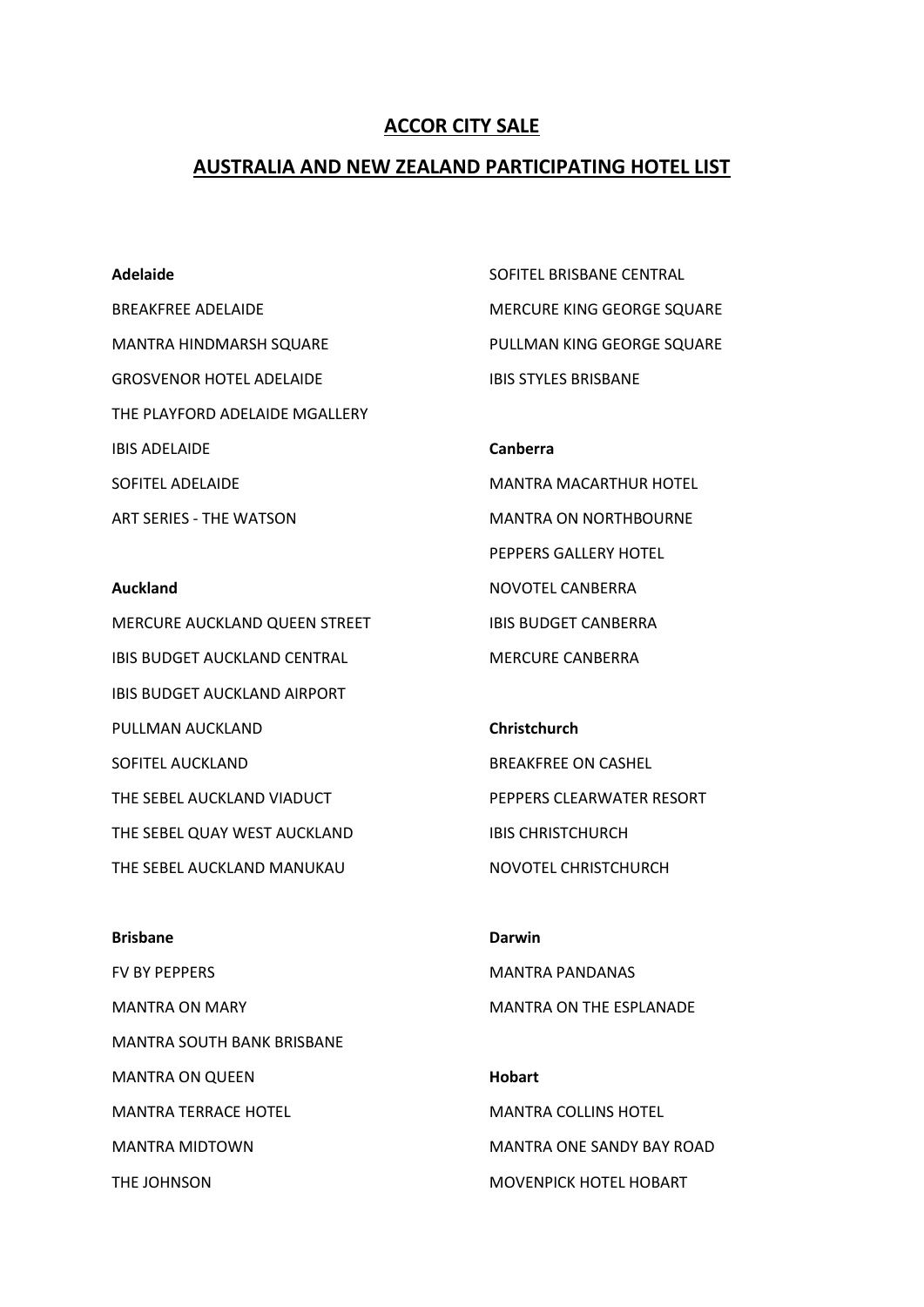# ACCOR CITY SALE

## AUSTRALIA AND NEW ZEALAND PARTICIPATING HOTEL LIST

**Adelaide**

BREAKFREE ADELAIDE

MANTRA HINDMARSH SQUARE

GROSVENOR HOTEL ADELAIDE

THE PLAYFORD ADELAIDE MGALLERY

IBIS ADELAIDE

SOFITEL ADELAIDE

ART SERIES - THE WATSON

**Auckland**

MERCURE AUCKLAND QUEEN STREET

IBIS BUDGET AUCKLAND CENTRAL

IBIS BUDGET AUCKLAND AIRPORT

PULLMAN AUCKLAND

SOFITEL AUCKLAND

THE SEBEL AUCKLAND VIADUCT

THE SEBEL QUAY WEST AUCKLAND

THE SEBEL AUCKLAND MANUKAU

**Brisbane**

FV BY PEPPERS

MANTRA ON MARY

MANTRA SOUTH BANK BRISBANE

MANTRA ON QUEEN

MANTRA TERRACE HOTEL

MANTRA MIDTOWN

THE JOHNSON

SOFITEL BRISBANE CENTRAL

MERCURE KING GEORGE SQUARE

PULLMAN KING GEORGE SQUARE

IBIS STYLES BRISBANE

**Canberra**

MANTRA MACARTHUR HOTEL

MANTRA ON NORTHBOURNE

PEPPERS GALLERY HOTEL

NOVOTEL CANBERRA

IBIS BUDGET CANBERRA

MERCURE CANBERRA

**Christchurch**

BREAKFREE ON CASHEL

PEPPERS CLEARWATER RESORT

IBIS CHRISTCHURCH

NOVOTEL CHRISTCHURCH

**Darwin**

MANTRA PANDANAS

MANTRA ON THE ESPLANADE

**Hobart**

MANTRA COLLINS HOTEL

MANTRA ONE SANDY BAY ROAD

MOVENPICK HOTEL HOBART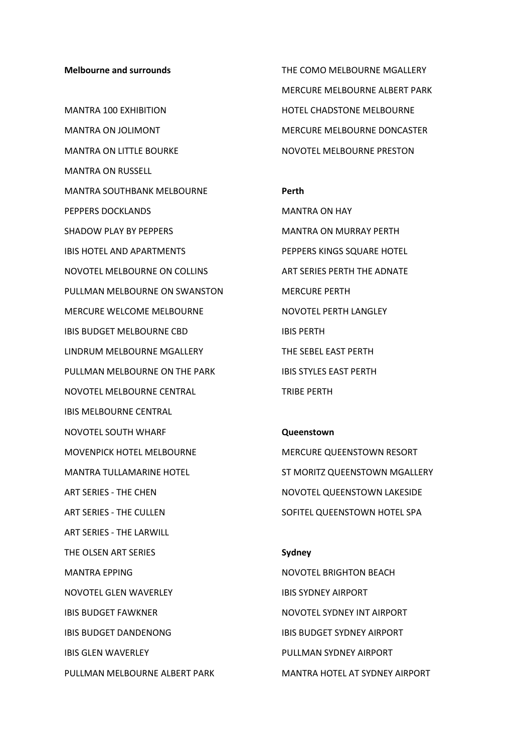**Melbourne and surrounds**

MANTRA 100 EXHIBITION

MANTRA ON JOLIMONT

MANTRA ON LITTLE BOURKE

MANTRA ON RUSSELL

MANTRA SOUTHBANK MELBOURNE

PEPPERS DOCKLANDS

SHADOW PLAY BY PEPPERS

IBIS HOTEL AND APARTMENTS

NOVOTEL MELBOURNE ON COLLINS

PULLMAN MELBOURNE ON SWANSTON

MERCURE WELCOME MELBOURNE

IBIS BUDGET MELBOURNE CBD

LINDRUM MELBOURNE MGALLERY

PULLMAN MELBOURNE ON THE PARK

NOVOTEL MELBOURNE CENTRAL

IBIS MELBOURNE CENTRAL

NOVOTEL SOUTH WHARF

MOVENPICK HOTEL MELBOURNE

MANTRA TULLAMARINE HOTEL

ART SERIES - THE CHEN

ART SERIES - THE CULLEN

ART SERIES - THE LARWILL

THE OLSEN ART SERIES

MANTRA EPPING

NOVOTEL GLEN WAVERLEY

IBIS BUDGET FAWKNER

IBIS BUDGET DANDENONG

IBIS GLEN WAVERLEY

PULLMAN MELBOURNE ALBERT PARK

THE COMO MELBOURNE MGALLERY

MERCURE MELBOURNE ALBERT PARK

HOTEL CHADSTONE MELBOURNE

MERCURE MELBOURNE DONCASTER

NOVOTEL MELBOURNE PRESTON

**Perth**

MANTRA ON HAY

MANTRA ON MURRAY PERTH

PEPPERS KINGS SQUARE HOTEL

ART SERIES PERTH THE ADNATE

MERCURE PERTH

NOVOTEL PERTH LANGLEY

IBIS PERTH

THE SEBEL EAST PERTH

IBIS STYLES EAST PERTH

TRIBE PERTH

**Queenstown**

MERCURE QUEENSTOWN RESORT

ST MORITZ QUEENSTOWN MGALLERY

NOVOTEL QUEENSTOWN LAKESIDE

SOFITEL QUEENSTOWN HOTEL SPA

**Sydney**

NOVOTEL BRIGHTON BEACH

IBIS SYDNEY AIRPORT

NOVOTEL SYDNEY INT AIRPORT

IBIS BUDGET SYDNEY AIRPORT

PULLMAN SYDNEY AIRPORT

MANTRA HOTEL AT SYDNEY AIRPORT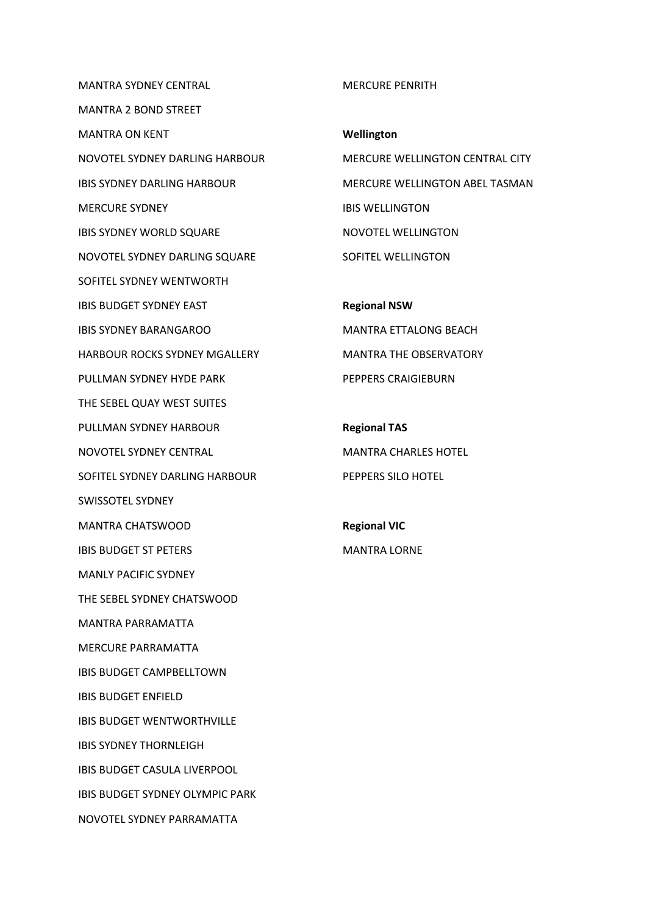MANTRA SYDNEY CENTRAL

MANTRA 2 BOND STREET

MANTRA ON KENT

NOVOTEL SYDNEY DARLING HARBOUR

IBIS SYDNEY DARLING HARBOUR

MERCURE SYDNEY

IBIS SYDNEY WORLD SQUARE

NOVOTEL SYDNEY DARLING SQUARE

SOFITEL SYDNEY WENTWORTH

IBIS BUDGET SYDNEY EAST

IBIS SYDNEY BARANGAROO

HARBOUR ROCKS SYDNEY MGALLERY

PULLMAN SYDNEY HYDE PARK

THE SEBEL QUAY WEST SUITES

PULLMAN SYDNEY HARBOUR

NOVOTEL SYDNEY CENTRAL

SOFITEL SYDNEY DARLING HARBOUR

SWISSOTEL SYDNEY

MANTRA CHATSWOOD

IBIS BUDGET ST PETERS

MANLY PACIFIC SYDNEY

THE SEBEL SYDNEY CHATSWOOD

MANTRA PARRAMATTA

MERCURE PARRAMATTA

IBIS BUDGET CAMPBELLTOWN

IBIS BUDGET ENFIELD

IBIS BUDGET WENTWORTHVILLE

IBIS SYDNEY THORNLEIGH

IBIS BUDGET CASULA LIVERPOOL

IBIS BUDGET SYDNEY OLYMPIC PARK

NOVOTEL SYDNEY PARRAMATTA

MERCURE PENRITH

**Wellington**

MERCURE WELLINGTON CENTRAL CITY

MERCURE WELLINGTON ABEL TASMAN

IBIS WELLINGTON

NOVOTEL WELLINGTON

SOFITEL WELLINGTON

**Regional NSW**

MANTRA ETTALONG BEACH

MANTRA THE OBSERVATORY

PEPPERS CRAIGIEBURN

**Regional TAS**

MANTRA CHARLES HOTEL

PEPPERS SILO HOTEL

**Regional VIC**

MANTRA LORNE